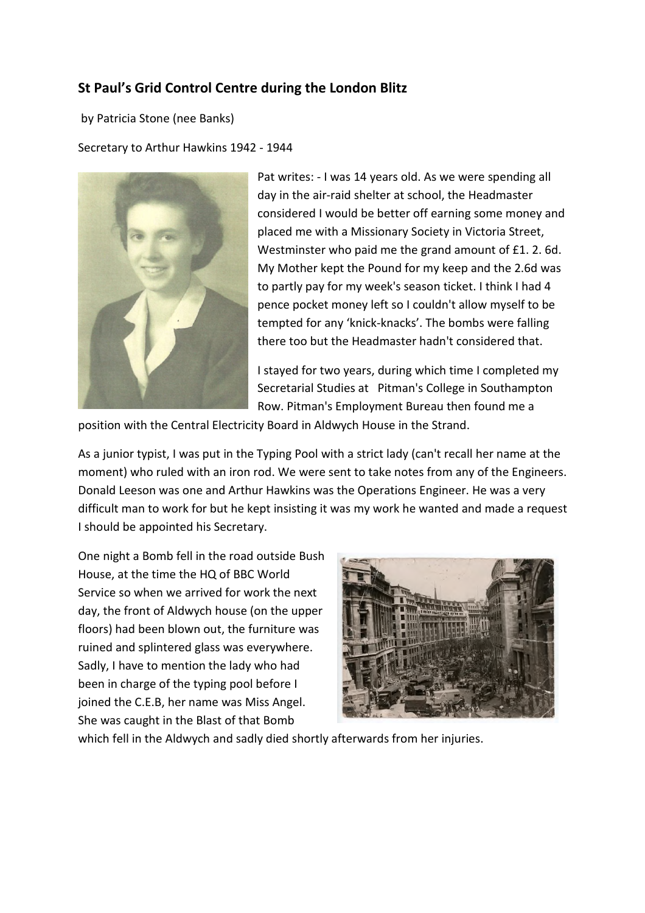## St Paul's Grid Control Centre during the London Blitz

by Patricia Stone (nee Banks)

Secretary to Arthur Hawkins 1942 - 1944

Pat writes: - I was 14 years old. As we were spending all day in the air-raid shelter at school, the Headmaster considered I would be better off earning some money and placed me with a Missionary Society in Victoria Street, Westminster who paid me the grand amount of £1. 2. 6d. My Mother kept the Pound for my keep and the 2.6d was to partly pay for my week's season ticket. I think I had 4 pence pocket money left so I couldn't allow myself to be tempted for any 'knick-knacks'. The bombs were falling there too but the Headmaster hadn't considered that.

I stayed for two years, during which time I completed my Secretarial Studies at Pitman's College in Southampton Row. Pitman's Employment Bureau then found me a position with the Central Electricity Board in Aldwych House in the Strand.

As a junior typist, I was put in the Typing Pool with a strict lady (can't recall her name at the moment) who ruled with an iron rod. We were sent to take notes from any of the Engineers. Donald Leeson was one and Arthur Hawkins was the Operations Engineer. He was a very difficult man to work for but he kept insisting it was my work he wanted and made a request I should be appointed his Secretary.

One night a Bomb fell in the road outside Bush House, at the time the HQ of BBC World Service so when we arrived for work the next day, the front of Aldwych house (on the upper floors) had been blown out, the furniture was ruined and splintered glass was everywhere. Sadly, I have to mention the lady who had been in charge of the typing pool before I joined the C.E.B, her name was Miss Angel. She was caught in the Blast of that Bomb which fell in the Aldwych and sadly died shortly afterwards from her injuries.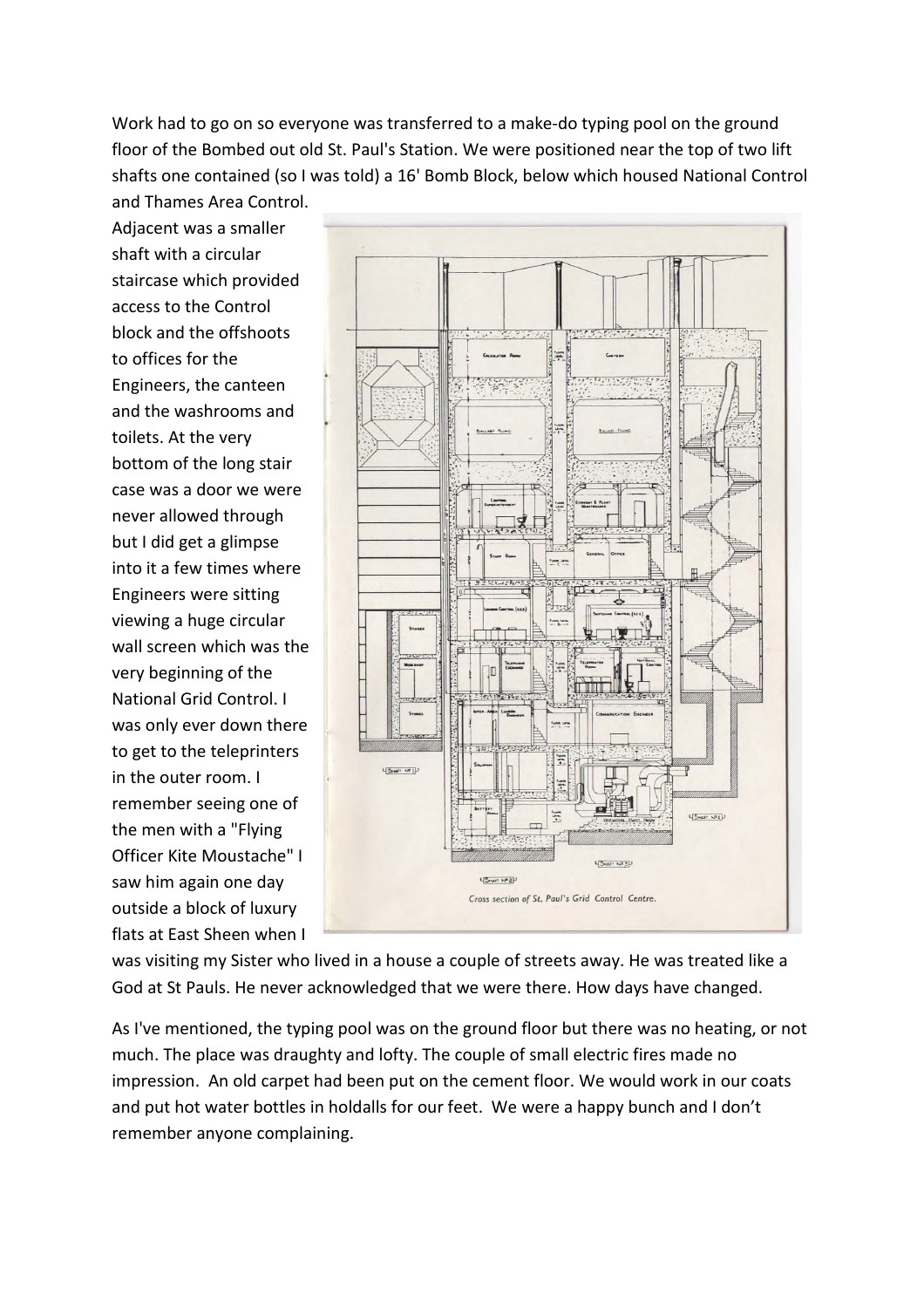Work had to go on so everyone was transferred to a make-do typing pool on the ground floor of the Bombed out old St. Paul's Station. We were positioned near the top of two lift shafts one contained (so I was told) a 16' Bomb Block, below which housed National Control and Thames Area Control. Adjacent was a smaller shaft with a circular staircase which provided access to the Control block and the offshoots to offices for the Engineers, the canteen and the washrooms and toilets. At the very bottom of the long stair case was a door we were never allowed through but I did get a glimpse into it a few times where Engineers were sitting viewing a huge circular wall screen which was the very beginning of the National Grid Control. I was only ever down there to get to the teleprinters in the outer room. I remember seeing one of the men with a "Flying Officer Kite Moustache" I saw him again one day outside a block of luxury flats at East Sheen when I was visiting my Sister who lived in a house a couple of streets away. He was treated like a God at St Pauls. He never acknowledged that we were there. How days have changed.

Cross section of St. Paul's Grid Control Centre.

As I've mentioned, the typing pool was on the ground floor but there was no heating, or not much. The place was draughty and lofty. The couple of small electric fires made no impression. An old carpet had been put on the cement floor. We would work in our coats and put hot water bottles in holdalls for our feet. We were a happy bunch and I don't remember anyone complaining.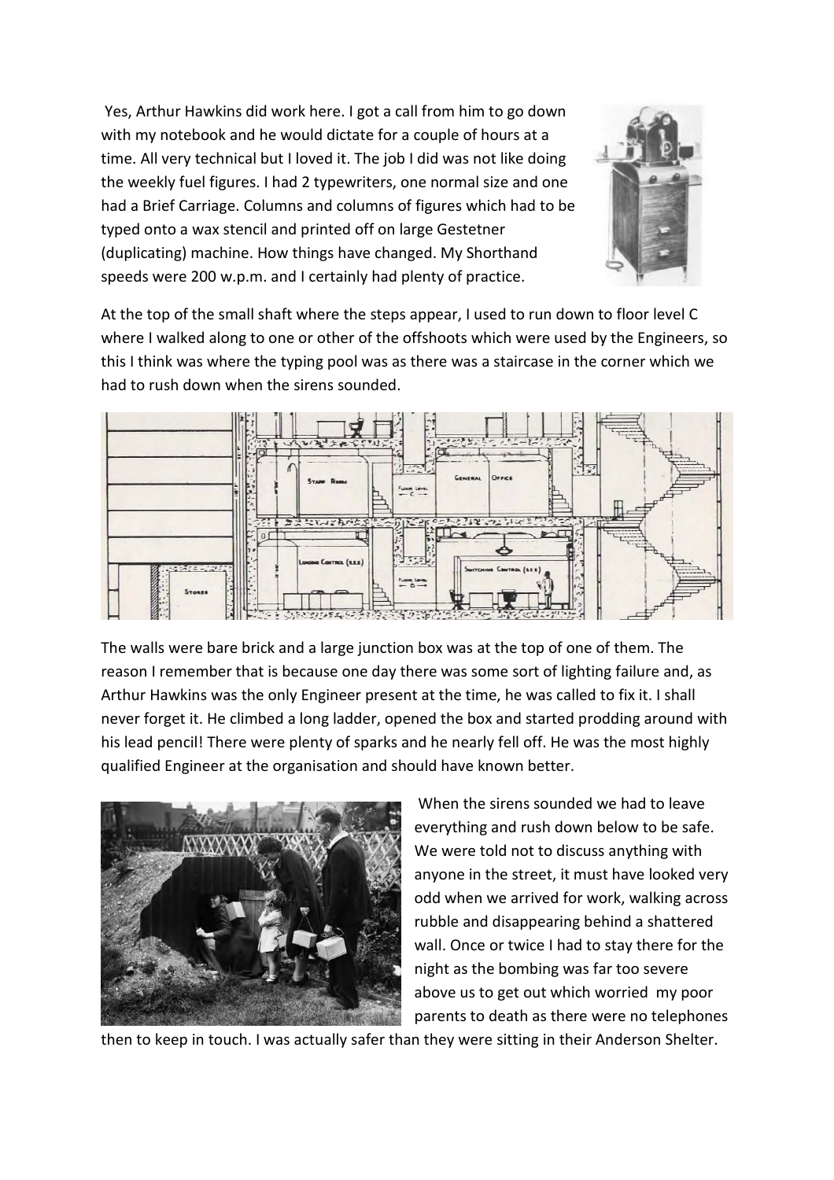Yes, Arthur Hawkins did work here. I got a call from him to go down with my notebook and he would dictate for a couple of hours at a time. All very technical but I loved it. The job I did was not like doing the weekly fuel figures. I had 2 typewriters, one normal size and one had a Brief Carriage. Columns and columns of figures which had to be typed onto a wax stencil and printed off on large Gestetner (duplicating) machine. How things have changed. My Shorthand speeds were 200 w.p.m. and I certainly had plenty of practice.

At the top of the small shaft where the steps appear, I used to run down to floor level C where I walked along to one or other of the offshoots which were used by the Engineers, so this I think was where the typing pool was as there was a staircase in the corner which we had to rush down when the sirens sounded.

The walls were bare brick and a large junction box was at the top of one of them. The reason I remember that is because one day there was some sort of lighting failure and, as Arthur Hawkins was the only Engineer present at the time, he was called to fix it. I shall never forget it. He climbed a long ladder, opened the box and started prodding around with his lead pencil! There were plenty of sparks and he nearly fell off. He was the most highly qualified Engineer at the organisation and should have known better.

When the sirens sounded we had to leave everything and rush down below to be safe. We were told not to discuss anything with anyone in the street, it must have looked very odd when we arrived for work, walking across rubble and disappearing behind a shattered wall. Once or twice I had to stay there for the night as the bombing was far too severe above us to get out which worried my poor parents to death as there were no telephones then to keep in touch. I was actually safer than they were sitting in their Anderson Shelter.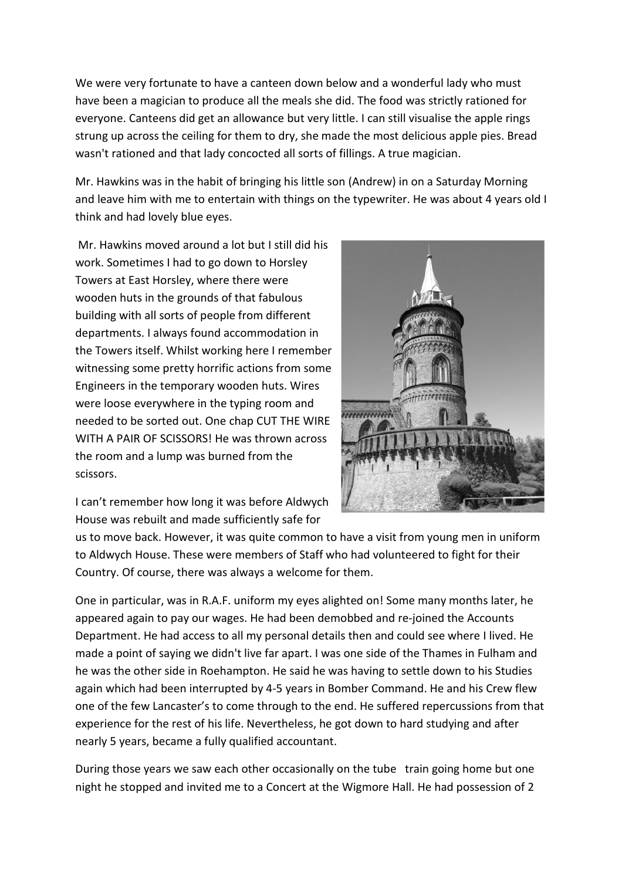We were very fortunate to have a canteen down below and a wonderful lady who must have been a magician to produce all the meals she did. The food was strictly rationed for everyone. Canteens did get an allowance but very little. I can still visualise the apple rings strung up across the ceiling for them to dry, she made the most delicious apple pies. Bread wasn't rationed and that lady concocted all sorts of fillings. A true magician.

Mr. Hawkins was in the habit of bringing his little son (Andrew) in on a Saturday Morning and leave him with me to entertain with things on the typewriter. He was about 4 years old I think and had lovely blue eyes.

Mr. Hawkins moved around a lot but I still did his work. Sometimes I had to go down to Horsley Towers at East Horsley, where there were wooden huts in the grounds of that fabulous building with all sorts of people from different departments. I always found accommodation in the Towers itself. Whilst working here I remember witnessing some pretty horrific actions from some Engineers in the temporary wooden huts. Wires were loose everywhere in the typing room and needed to be sorted out. One chap CUT THE WIRE WITH A PAIR OF SCISSORS! He was thrown across the room and a lump was burned from the scissors.

I can't remember how long it was before Aldwych House was rebuilt and made sufficiently safe for us to move back. However, it was quite common to have a visit from young men in uniform to Aldwych House. These were members of Staff who had volunteered to fight for their Country. Of course, there was always a welcome for them.

One in particular, was in R.A.F. uniform my eyes alighted on! Some many months later, he appeared again to pay our wages. He had been demobbed and re-joined the Accounts Department. He had access to all my personal details then and could see where I lived. He made a point of saying we didn't live far apart. I was one side of the Thames in Fulham and he was the other side in Roehampton. He said he was having to settle down to his Studies again which had been interrupted by 4-5 years in Bomber Command. He and his Crew flew one of the few Lancaster's to come through to the end. He suffered repercussions from that experience for the rest of his life. Nevertheless, he got down to hard studying and after nearly 5 years, became a fully qualified accountant.

During those years we saw each other occasionally on the tube train going home but one night he stopped and invited me to a Concert at the Wigmore Hall. He had possession of 2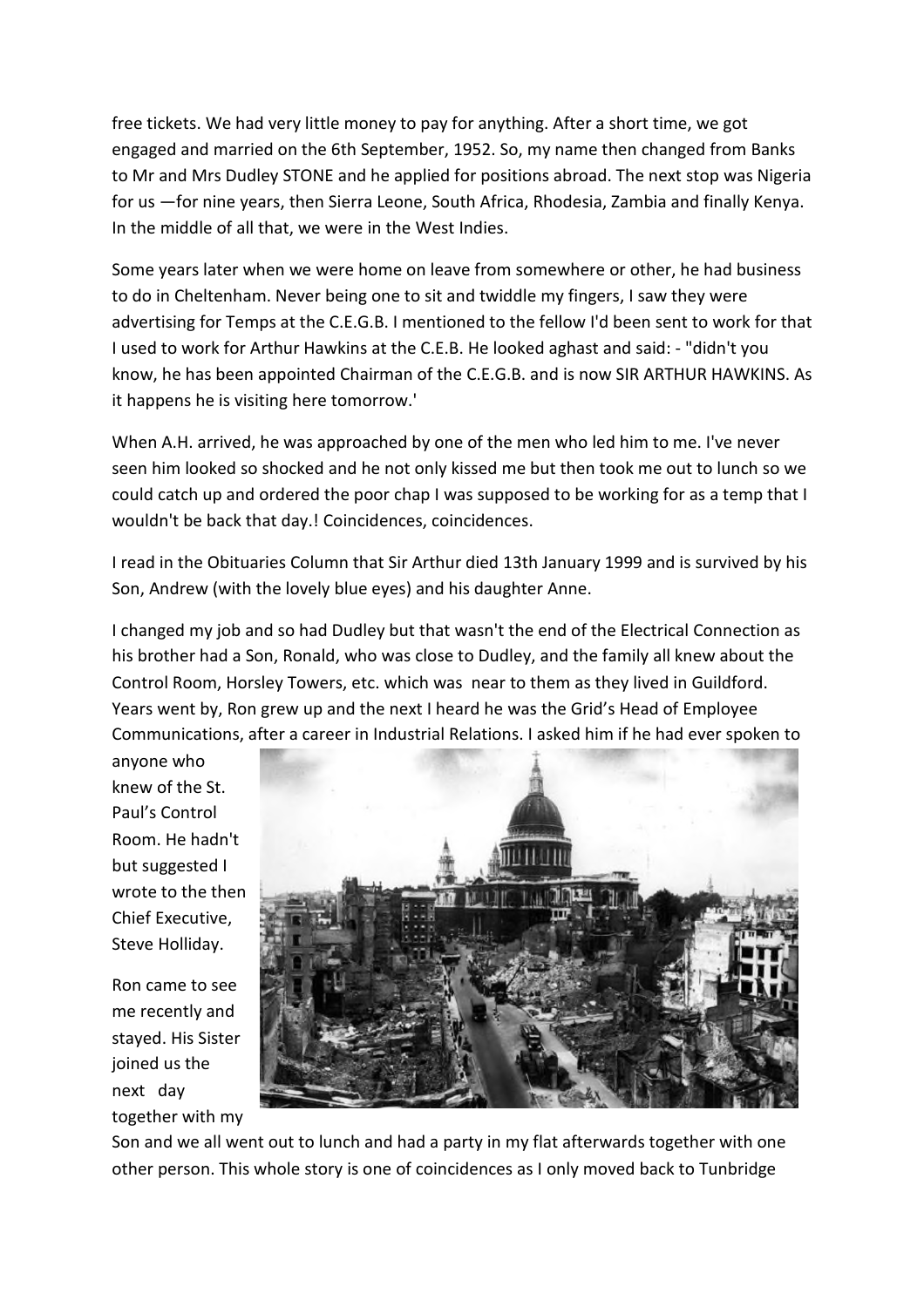free tickets. We had very little money to pay for anything. After a short time, we got engaged and married on the 6th September, 1952. So, my name then changed from Banks to Mr and Mrs Dudley STONE and he applied for positions abroad. The next stop was Nigeria for us —for nine years, then Sierra Leone, South Africa, Rhodesia, Zambia and finally Kenya. In the middle of all that, we were in the West Indies.

Some years later when we were home on leave from somewhere or other, he had business to do in Cheltenham. Never being one to sit and twiddle my fingers, I saw they were advertising for Temps at the C.E.G.B. I mentioned to the fellow I'd been sent to work for that I used to work for Arthur Hawkins at the C.E.B. He looked aghast and said: - "didn't you know, he has been appointed Chairman of the C.E.G.B. and is now SIR ARTHUR HAWKINS. As it happens he is visiting here tomorrow.'

When A.H. arrived, he was approached by one of the men who led him to me. I've never seen him looked so shocked and he not only kissed me but then took me out to lunch so we could catch up and ordered the poor chap I was supposed to be working for as a temp that I wouldn't be back that day.! Coincidences, coincidences.

I read in the Obituaries Column that Sir Arthur died 13th January 1999 and is survived by his Son, Andrew (with the lovely blue eyes) and his daughter Anne.

I changed my job and so had Dudley but that wasn't the end of the Electrical Connection as his brother had a Son, Ronald, who was close to Dudley, and the family all knew about the Control Room, Horsley Towers, etc. which was near to them as they lived in Guildford. Years went by, Ron grew up and the next I heard he was the Grid's Head of Employee Communications, after a career in Industrial Relations. I asked him if he had ever spoken to anyone who knew of the St. Paul's Control Room. He hadn't but suggested I wrote to the then Chief Executive, Steve Holliday.

Ron came to see me recently and stayed. His Sister joined us the next day together with my Son and we all went out to lunch and had a party in my flat afterwards together with one other person. This whole story is one of coincidences as I only moved back to Tunbridge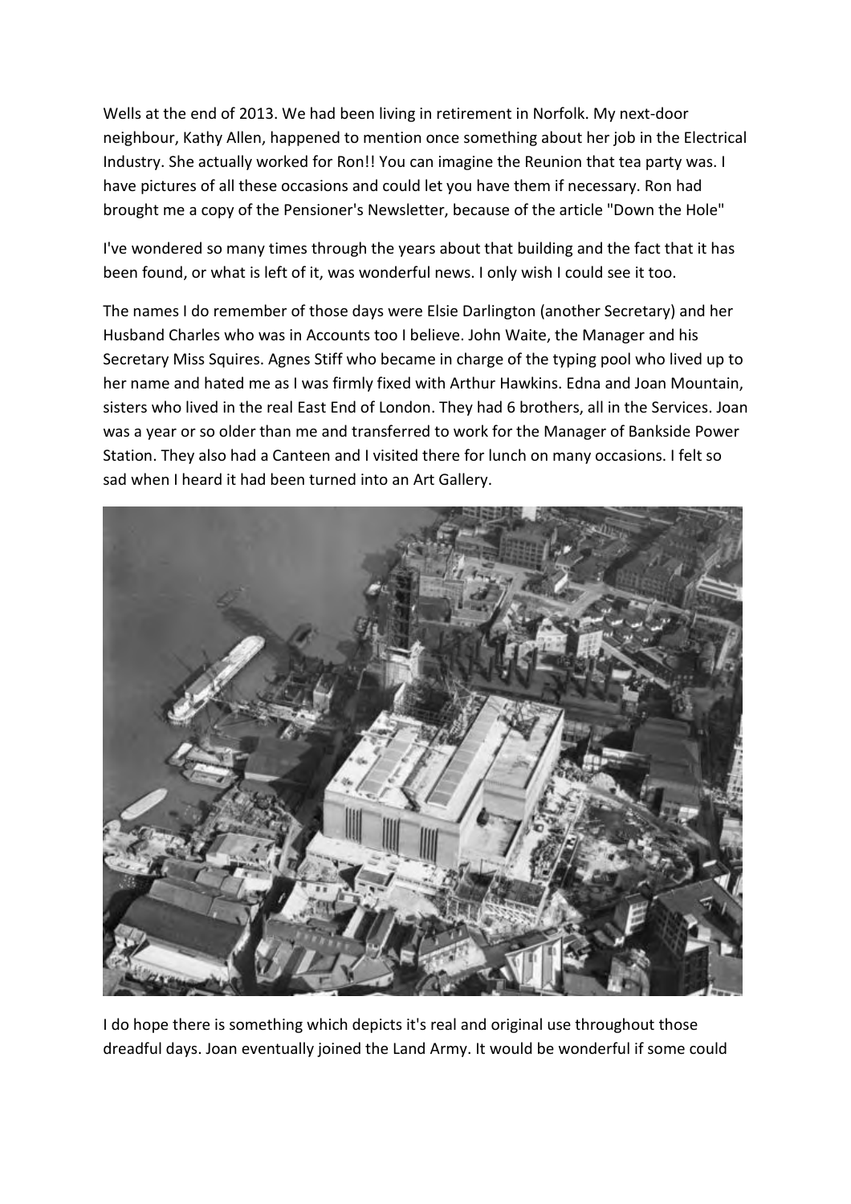Wells at the end of 2013. We had been living in retirement in Norfolk. My next-door neighbour, Kathy Allen, happened to mention once something about her job in the Electrical Industry. She actually worked for Ron!! You can imagine the Reunion that tea party was. I have pictures of all these occasions and could let you have them if necessary. Ron had brought me a copy of the Pensioner's Newsletter, because of the article "Down the Hole"

I've wondered so many times through the years about that building and the fact that it has been found, or what is left of it, was wonderful news. I only wish I could see it too.

The names I do remember of those days were Elsie Darlington (another Secretary) and her Husband Charles who was in Accounts too I believe. John Waite, the Manager and his Secretary Miss Squires. Agnes Stiff who became in charge of the typing pool who lived up to her name and hated me as I was firmly fixed with Arthur Hawkins. Edna and Joan Mountain, sisters who lived in the real East End of London. They had 6 brothers, all in the Services. Joan was a year or so older than me and transferred to work for the Manager of Bankside Power Station. They also had a Canteen and I visited there for lunch on many occasions. I felt so sad when I heard it had been turned into an Art Gallery.

I do hope there is something which depicts it's real and original use throughout those dreadful days. Joan eventually joined the Land Army. It would be wonderful if some could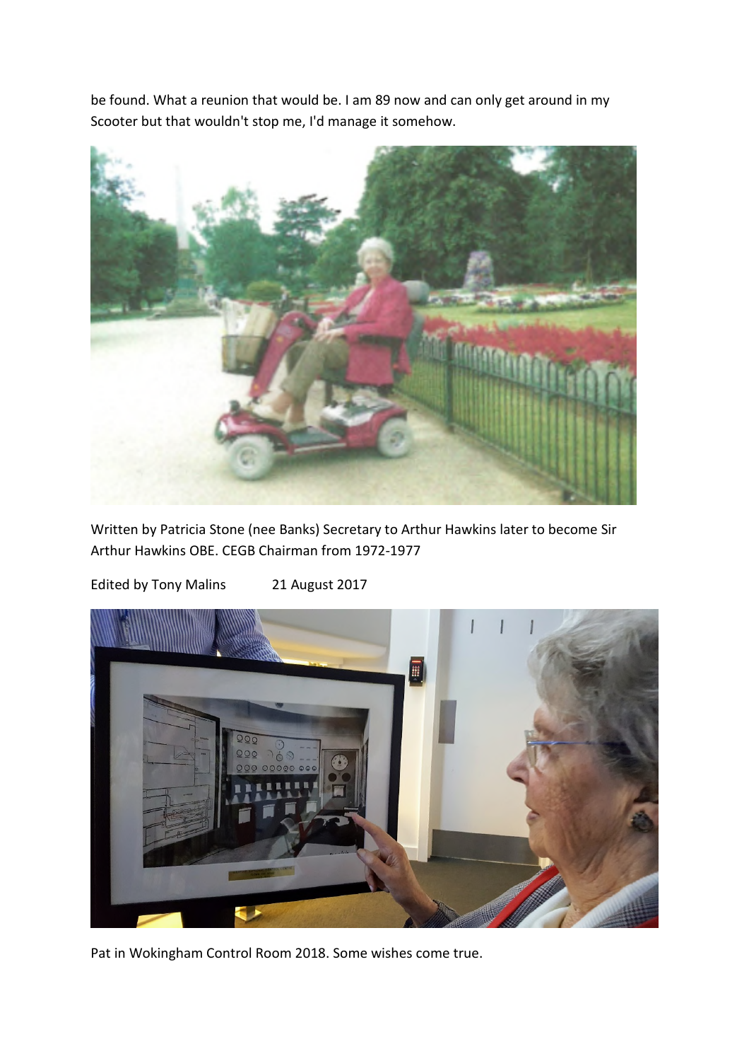be found. What a reunion that would be. I am 89 now and can only get around in my Scooter but that wouldn't stop me, I'd manage it somehow.

Written by Patricia Stone (nee Banks) Secretary to Arthur Hawkins later to become Sir Arthur Hawkins OBE. CEGB Chairman from 1972-1977

Edited by Tony Malins    21 August 2017

Pat in Wokingham Control Room 2018. Some wishes come true.